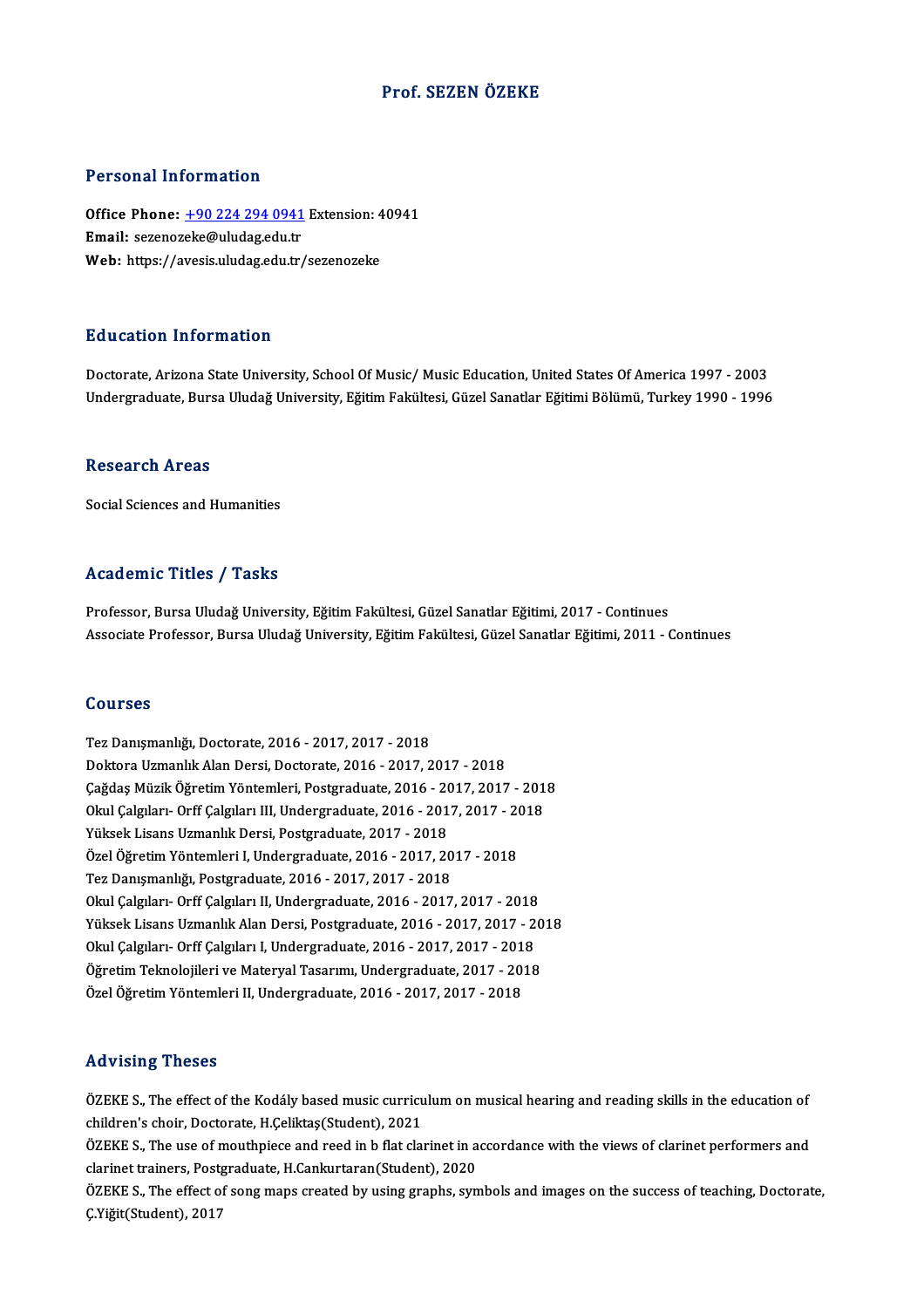# Prof. SEZEN ÖZEKE

## Personal Information

**Office Phone:** +90 224 294 0941 Extension: 40941
**Email:** sezenozeke@uludag.edu.tr
**Web:** https://avesis.uludag.edu.tr/sezenozeke

## Education Information

Doctorate, Arizona State University, School Of Music/ Music Education, United States Of America 1997 - 2003
Undergraduate, Bursa Uludağ University, Eğitim Fakültesi, Güzel Sanatlar Eğitimi Bölümü, Turkey 1990 - 1996

## Research Areas

Social Sciences and Humanities

## Academic Titles / Tasks

Professor, Bursa Uludağ University, Eğitim Fakültesi, Güzel Sanatlar Eğitimi, 2017 - Continues
Associate Professor, Bursa Uludağ University, Eğitim Fakültesi, Güzel Sanatlar Eğitimi, 2011 - Continues

## Courses

Tez Danışmanlığı, Doctorate, 2016 - 2017, 2017 - 2018
Doktora Uzmanlık Alan Dersi, Doctorate, 2016 - 2017, 2017 - 2018
Çağdaş Müzik Öğretim Yöntemleri, Postgraduate, 2016 - 2017, 2017 - 2018
Okul Çalgıları- Orff Çalgıları III, Undergraduate, 2016 - 2017, 2017 - 2018
Yüksek Lisans Uzmanlık Dersi, Postgraduate, 2017 - 2018
Özel Öğretim Yöntemleri I, Undergraduate, 2016 - 2017, 2017 - 2018
Tez Danışmanlığı, Postgraduate, 2016 - 2017, 2017 - 2018
Okul Çalgıları- Orff Çalgıları II, Undergraduate, 2016 - 2017, 2017 - 2018
Yüksek Lisans Uzmanlık Alan Dersi, Postgraduate, 2016 - 2017, 2017 - 2018
Okul Çalgıları- Orff Çalgıları I, Undergraduate, 2016 - 2017, 2017 - 2018
Öğretim Teknolojileri ve Materyal Tasarımı, Undergraduate, 2017 - 2018
Özel Öğretim Yöntemleri II, Undergraduate, 2016 - 2017, 2017 - 2018

## Advising Theses

ÖZEKE S., The effect of the Kodály based music curriculum on musical hearing and reading skills in the education of children's choir, Doctorate, H.Çeliktaş(Student), 2021

ÖZEKE S., The use of mouthpiece and reed in b flat clarinet in accordance with the views of clarinet performers and clarinet trainers, Postgraduate, H.Cankurtaran(Student), 2020

ÖZEKE S., The effect of song maps created by using graphs, symbols and images on the success of teaching, Doctorate, Ç.Yiğit(Student), 2017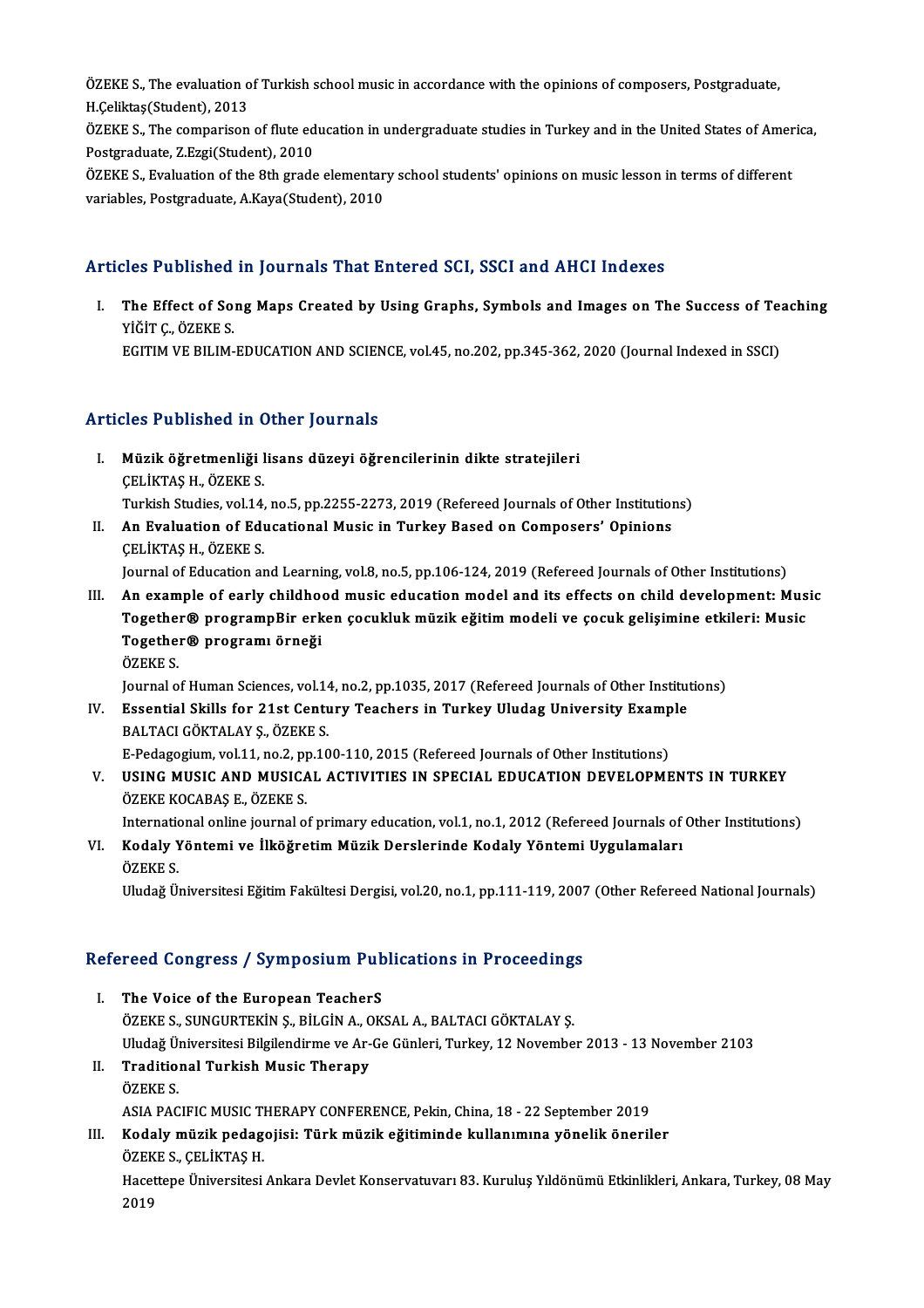ÖZEKE S., The evaluation of Turkish school music in accordance with the opinions of composers, Postgraduate, H.Çeliktaş(Student), 2013

ÖZEKE S., The comparison of flute education in undergraduate studies in Turkey and in the United States of America, Postgraduate, Z.Ezgi(Student), 2010

ÖZEKE S., Evaluation of the 8th grade elementary school students' opinions on music lesson in terms of different variables, Postgraduate, A.Kaya(Student), 2010

## Articles Published in Journals That Entered SCI, SSCI and AHCI Indexes

I. **The Effect of Song Maps Created by Using Graphs, Symbols and Images on The Success of Teaching**
   YİĞİT Ç., ÖZEKE S.
   EGITIM VE BILIM-EDUCATION AND SCIENCE, vol.45, no.202, pp.345-362, 2020 (Journal Indexed in SSCI)

## Articles Published in Other Journals

I. **Müzik öğretmenliği lisans düzeyi öğrencilerinin dikte stratejileri**
   ÇELİKTAŞ H., ÖZEKE S.
   Turkish Studies, vol.14, no.5, pp.2255-2273, 2019 (Refereed Journals of Other Institutions)
II. **An Evaluation of Educational Music in Turkey Based on Composers' Opinions**
   ÇELİKTAŞ H., ÖZEKE S.
   Journal of Education and Learning, vol.8, no.5, pp.106-124, 2019 (Refereed Journals of Other Institutions)
III. **An example of early childhood music education model and its effects on child development: Music Together® programBir erken çocukluk müzik eğitim modeli ve çocuk gelişimine etkileri: Music Together® programı örneği**
   ÖZEKE S.
   Journal of Human Sciences, vol.14, no.2, pp.1035, 2017 (Refereed Journals of Other Institutions)
IV. **Essential Skills for 21st Century Teachers in Turkey Uludag University Example**
   BALTACI GÖKTALAY Ş., ÖZEKE S.
   E-Pedagogium, vol.11, no.2, pp.100-110, 2015 (Refereed Journals of Other Institutions)
V. **USING MUSIC AND MUSICAL ACTIVITIES IN SPECIAL EDUCATION DEVELOPMENTS IN TURKEY**
   ÖZEKE KOCABAŞ E., ÖZEKE S.
   International online journal of primary education, vol.1, no.1, 2012 (Refereed Journals of Other Institutions)
VI. **Kodaly Yöntemi ve İlköğretim Müzik Derslerinde Kodaly Yöntemi Uygulamaları**
   ÖZEKE S.
   Uludağ Üniversitesi Eğitim Fakültesi Dergisi, vol.20, no.1, pp.111-119, 2007 (Other Refereed National Journals)

## Refereed Congress / Symposium Publications in Proceedings

I. **The Voice of the European TeacherS**
   ÖZEKE S., SUNGURTEKİN Ş., BİLGİN A., OKSAL A., BALTACI GÖKTALAY Ş.
   Uludağ Üniversitesi Bilgilendirme ve Ar-Ge Günleri, Turkey, 12 November 2013 - 13 November 2103
II. **Traditional Turkish Music Therapy**
   ÖZEKE S.
   ASIA PACIFIC MUSIC THERAPY CONFERENCE, Pekin, China, 18 - 22 September 2019
III. **Kodaly müzik pedagojisi: Türk müzik eğitiminde kullanımına yönelik öneriler**
   ÖZEKE S., ÇELİKTAŞ H.
   Hacettepe Üniversitesi Ankara Devlet Konservatuvarı 83. Kuruluş Yıldönümü Etkinlikleri, Ankara, Turkey, 08 May 2019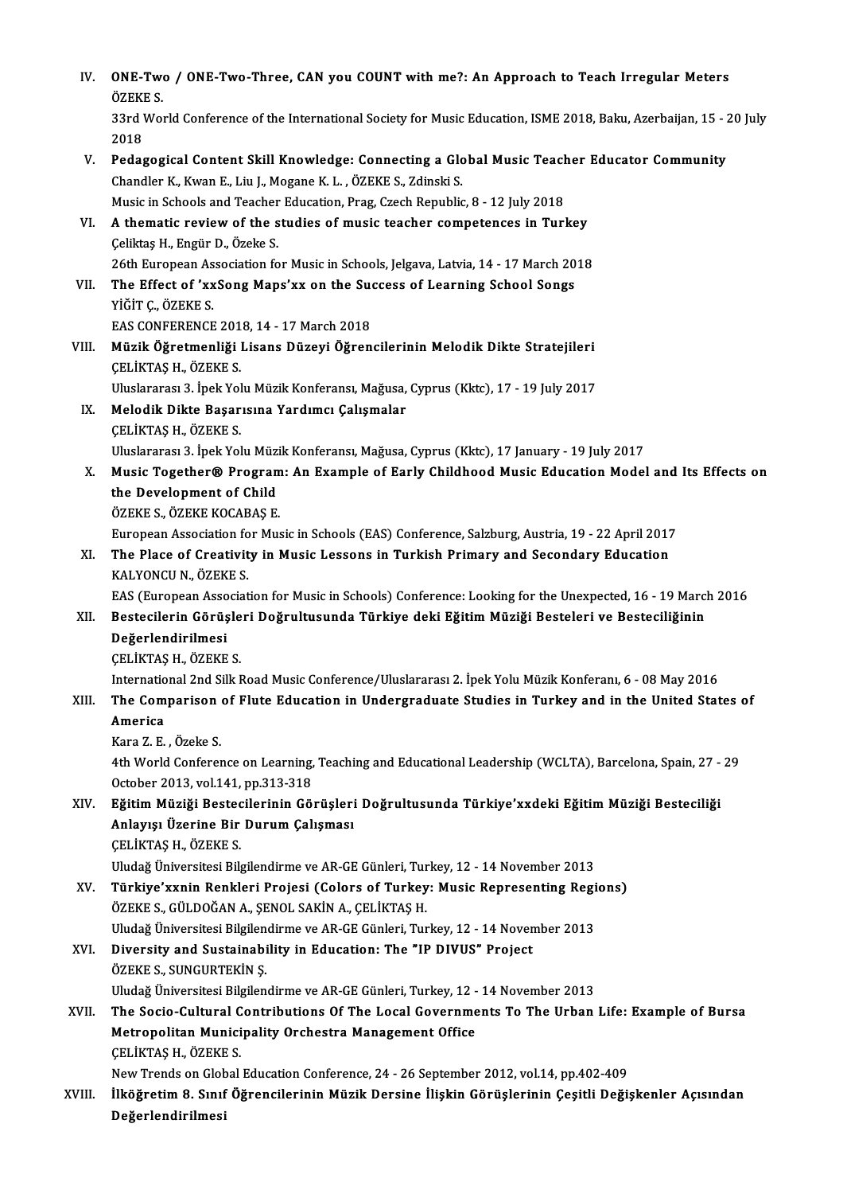IV. **ONE-Two / ONE-Two-Three, CAN you COUNT with me?: An Approach to Teach Irregular Meters**
ÖZEKE S.
33rd World Conference of the International Society for Music Education, ISME 2018, Baku, Azerbaijan, 15 - 20 July 2018

V. **Pedagogical Content Skill Knowledge: Connecting a Global Music Teacher Educator Community**
Chandler K., Kwan E., Liu J., Mogane K. L. , ÖZEKE S., Zdinski S.
Music in Schools and Teacher Education, Prag, Czech Republic, 8 - 12 July 2018

VI. **A thematic review of the studies of music teacher competences in Turkey**
Çeliktaş H., Engür D., Özeke S.
26th European Association for Music in Schools, Jelgava, Latvia, 14 - 17 March 2018

VII. **The Effect of 'xxSong Maps'xx on the Success of Learning School Songs**
YİĞİT Ç., ÖZEKE S.
EAS CONFERENCE 2018, 14 - 17 March 2018

VIII. **Müzik Öğretmenliği Lisans Düzeyi Öğrencilerinin Melodik Dikte Stratejileri**
ÇELİKTAŞ H., ÖZEKE S.
Uluslararası 3. İpek Yolu Müzik Konferansı, Mağusa, Cyprus (Kktc), 17 - 19 July 2017

IX. **Melodik Dikte Başarısına Yardımcı Çalışmalar**
ÇELİKTAŞ H., ÖZEKE S.
Uluslararası 3. İpek Yolu Müzik Konferansı, Mağusa, Cyprus (Kktc), 17 January - 19 July 2017

X. **Music Together® Program: An Example of Early Childhood Music Education Model and Its Effects on the Development of Child**
ÖZEKE S., ÖZEKE KOCABAŞ E.
European Association for Music in Schools (EAS) Conference, Salzburg, Austria, 19 - 22 April 2017

XI. **The Place of Creativity in Music Lessons in Turkish Primary and Secondary Education**
KALYONCU N., ÖZEKE S.
EAS (European Association for Music in Schools) Conference: Looking for the Unexpected, 16 - 19 March 2016

XII. **Bestecilerin Görüşleri Doğrultusunda Türkiye deki Eğitim Müziği Besteleri ve Besteciliğinin Değerlendirilmesi**
ÇELİKTAŞ H., ÖZEKE S.
International 2nd Silk Road Music Conference/Uluslararası 2. İpek Yolu Müzik Konferanı, 6 - 08 May 2016

XIII. **The Comparison of Flute Education in Undergraduate Studies in Turkey and in the United States of America**
Kara Z. E. , Özeke S.
4th World Conference on Learning, Teaching and Educational Leadership (WCLTA), Barcelona, Spain, 27 - 29 October 2013, vol.141, pp.313-318

XIV. **Eğitim Müziği Bestecilerinin Görüşleri Doğrultusunda Türkiye'xxdeki Eğitim Müziği Besteciliği Anlayışı Üzerine Bir Durum Çalışması**
ÇELİKTAŞ H., ÖZEKE S.
Uludağ Üniversitesi Bilgilendirme ve AR-GE Günleri, Turkey, 12 - 14 November 2013

XV. **Türkiye'xxnin Renkleri Projesi (Colors of Turkey: Music Representing Regions)**
ÖZEKE S., GÜLDOĞAN A., ŞENOL SAKİN A., ÇELİKTAŞ H.
Uludağ Üniversitesi Bilgilendirme ve AR-GE Günleri, Turkey, 12 - 14 November 2013

XVI. **Diversity and Sustainability in Education: The "IP DIVUS" Project**
ÖZEKE S., SUNGURTEKİN Ş.
Uludağ Üniversitesi Bilgilendirme ve AR-GE Günleri, Turkey, 12 - 14 November 2013

XVII. **The Socio-Cultural Contributions Of The Local Governments To The Urban Life: Example of Bursa Metropolitan Municipality Orchestra Management Office**
ÇELİKTAŞ H., ÖZEKE S.
New Trends on Global Education Conference, 24 - 26 September 2012, vol.14, pp.402-409

XVIII. **İlköğretim 8. Sınıf Öğrencilerinin Müzik Dersine İlişkin Görüşlerinin Çeşitli Değişkenler Açısından Değerlendirilmesi**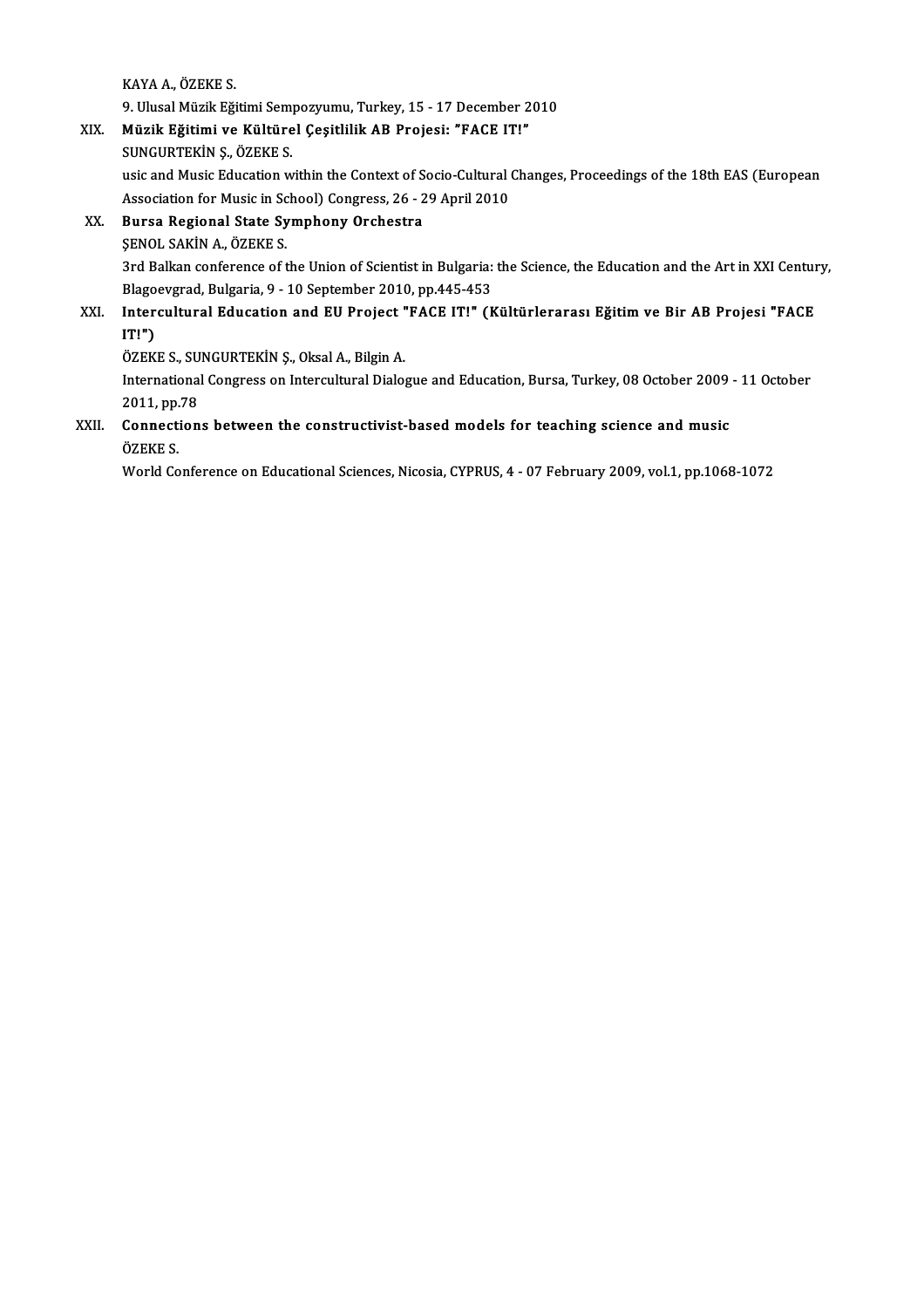KAYA A., ÖZEKE S.
9. Ulusal Müzik Eğitimi Sempozyumu, Turkey, 15 - 17 December 2010

XIX. **Müzik Eğitimi ve Kültürel Çeşitlilik AB Projesi: "FACE IT!"**
SUNGURTEKİN Ş., ÖZEKE S.
usic and Music Education within the Context of Socio-Cultural Changes, Proceedings of the 18th EAS (European Association for Music in School) Congress, 26 - 29 April 2010

XX. **Bursa Regional State Symphony Orchestra**
ŞENOL SAKİN A., ÖZEKE S.
3rd Balkan conference of the Union of Scientist in Bulgaria: the Science, the Education and the Art in XXI Century, Blagoevgrad, Bulgaria, 9 - 10 September 2010, pp.445-453

XXI. **Intercultural Education and EU Project "FACE IT!" (Kültürlerarası Eğitim ve Bir AB Projesi "FACE IT!")**
ÖZEKE S., SUNGURTEKİN Ş., Oksal A., Bilgin A.
International Congress on Intercultural Dialogue and Education, Bursa, Turkey, 08 October 2009 - 11 October 2011, pp.78

XXII. **Connections between the constructivist-based models for teaching science and music**
ÖZEKE S.
World Conference on Educational Sciences, Nicosia, CYPRUS, 4 - 07 February 2009, vol.1, pp.1068-1072